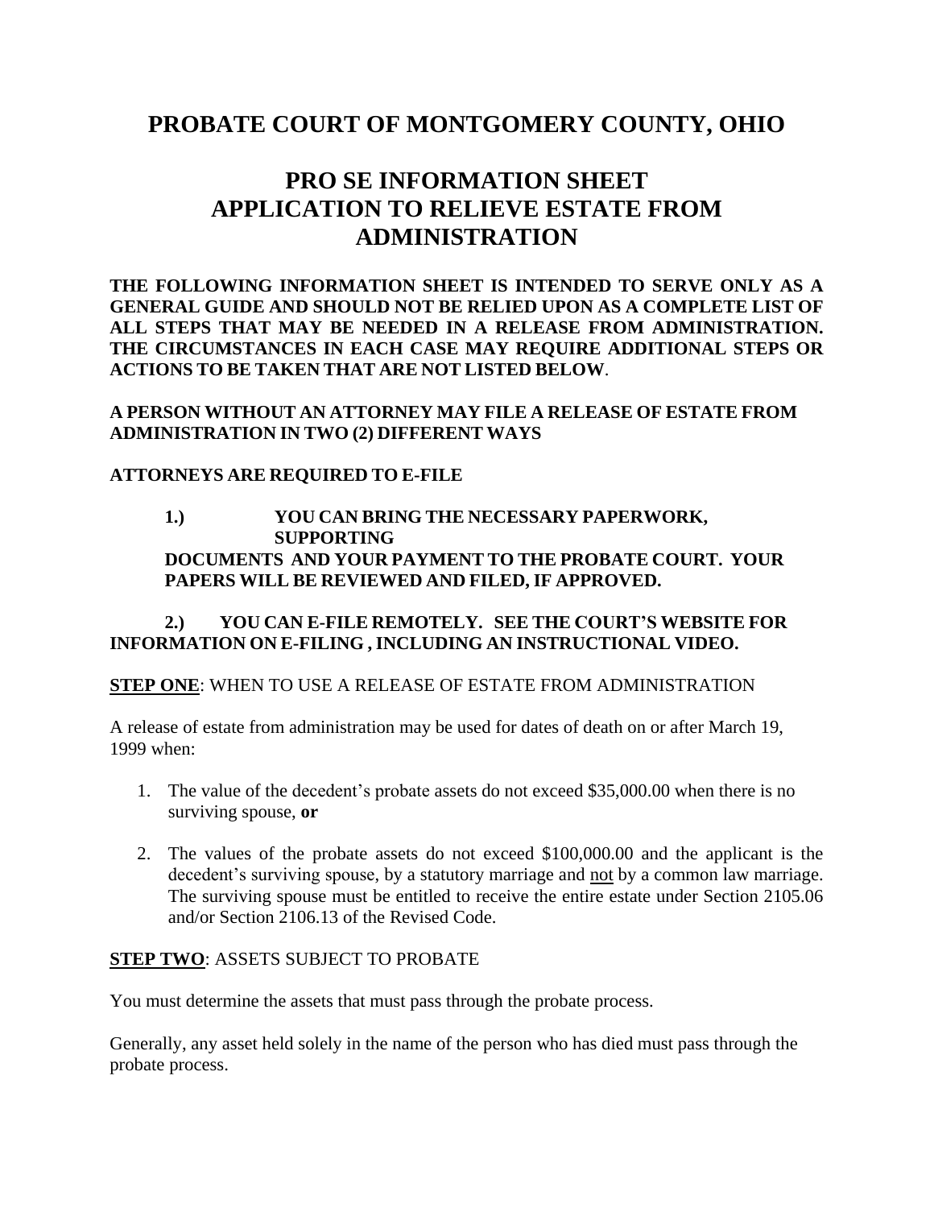# PROBATE COURT OF MONTGOMERY COUNTY, OHIO

## PRO SE INFORMATION SHEET APPLICATION TO RELIEVE ESTATE FROM ADMINISTRATION

**THE FOLLOWING INFORMATION SHEET IS INTENDED TO SERVE ONLY AS A GENERAL GUIDE AND SHOULD NOT BE RELIED UPON AS A COMPLETE LIST OF ALL STEPS THAT MAY BE NEEDED IN A RELEASE FROM ADMINISTRATION. THE CIRCUMSTANCES IN EACH CASE MAY REQUIRE ADDITIONAL STEPS OR ACTIONS TO BE TAKEN THAT ARE NOT LISTED BELOW**.

**A PERSON WITHOUT AN ATTORNEY MAY FILE A RELEASE OF ESTATE FROM ADMINISTRATION IN TWO (2) DIFFERENT WAYS**

**ATTORNEYS ARE REQUIRED TO E-FILE**

**1.) YOU CAN BRING THE NECESSARY PAPERWORK, SUPPORTING DOCUMENTS AND YOUR PAYMENT TO THE PROBATE COURT. YOUR PAPERS WILL BE REVIEWED AND FILED, IF APPROVED.**

**2.) YOU CAN E-FILE REMOTELY. SEE THE COURT'S WEBSITE FOR INFORMATION ON E-FILING , INCLUDING AN INSTRUCTIONAL VIDEO.**

**STEP ONE**: WHEN TO USE A RELEASE OF ESTATE FROM ADMINISTRATION

A release of estate from administration may be used for dates of death on or after March 19, 1999 when:

1. The value of the decedent's probate assets do not exceed $35,000.00 when there is no surviving spouse, **or**
2. The values of the probate assets do not exceed $100,000.00 and the applicant is the decedent's surviving spouse, by a statutory marriage and not by a common law marriage. The surviving spouse must be entitled to receive the entire estate under Section 2105.06 and/or Section 2106.13 of the Revised Code.

**STEP TWO**: ASSETS SUBJECT TO PROBATE

You must determine the assets that must pass through the probate process.

Generally, any asset held solely in the name of the person who has died must pass through the probate process.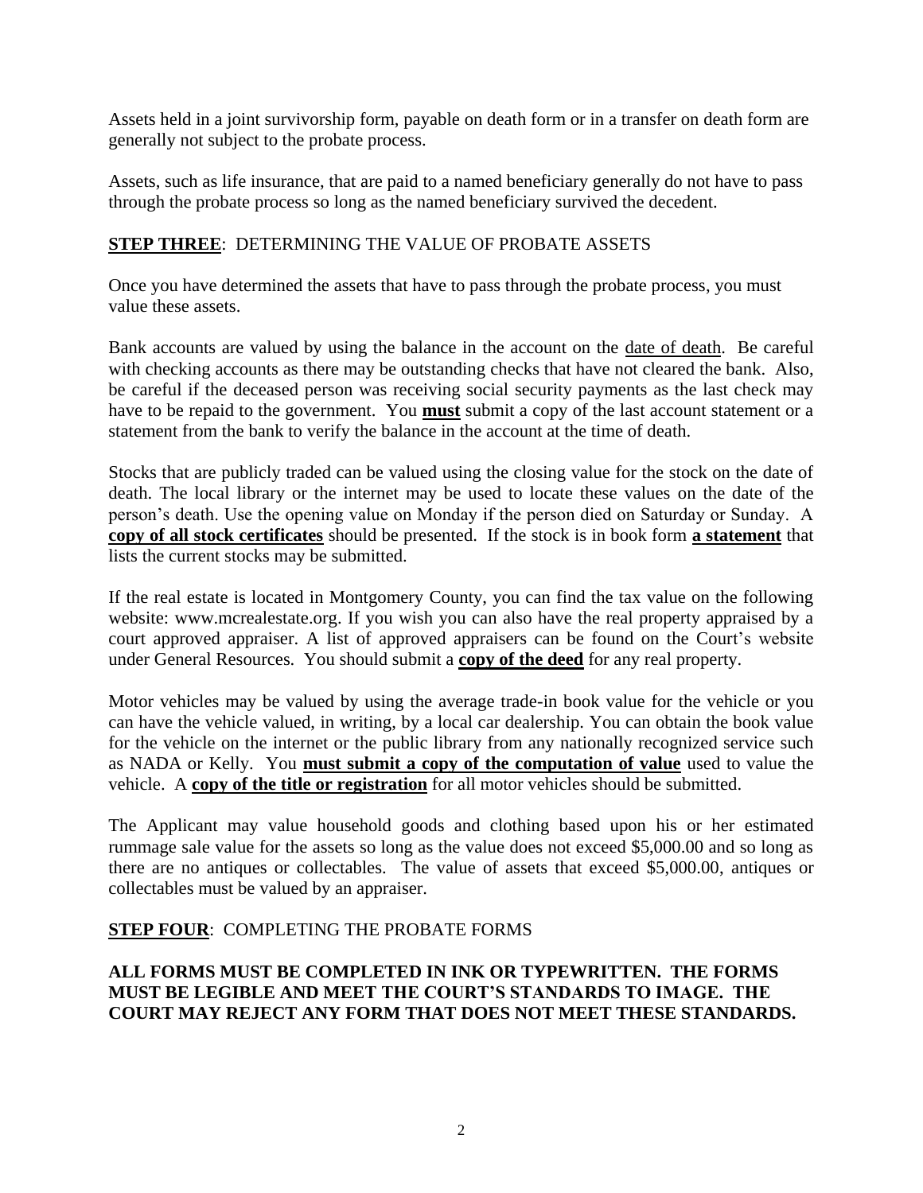Assets held in a joint survivorship form, payable on death form or in a transfer on death form are generally not subject to the probate process.

Assets, such as life insurance, that are paid to a named beneficiary generally do not have to pass through the probate process so long as the named beneficiary survived the decedent.

## **STEP THREE**: DETERMINING THE VALUE OF PROBATE ASSETS

Once you have determined the assets that have to pass through the probate process, you must value these assets.

Bank accounts are valued by using the balance in the account on the date of death. Be careful with checking accounts as there may be outstanding checks that have not cleared the bank. Also, be careful if the deceased person was receiving social security payments as the last check may have to be repaid to the government. You **must** submit a copy of the last account statement or a statement from the bank to verify the balance in the account at the time of death.

Stocks that are publicly traded can be valued using the closing value for the stock on the date of death. The local library or the internet may be used to locate these values on the date of the person's death. Use the opening value on Monday if the person died on Saturday or Sunday. A **copy of all stock certificates** should be presented. If the stock is in book form **a statement** that lists the current stocks may be submitted.

If the real estate is located in Montgomery County, you can find the tax value on the following website: www.mcrealestate.org. If you wish you can also have the real property appraised by a court approved appraiser. A list of approved appraisers can be found on the Court's website under General Resources. You should submit a **copy of the deed** for any real property.

Motor vehicles may be valued by using the average trade-in book value for the vehicle or you can have the vehicle valued, in writing, by a local car dealership. You can obtain the book value for the vehicle on the internet or the public library from any nationally recognized service such as NADA or Kelly. You **must submit a copy of the computation of value** used to value the vehicle. A **copy of the title or registration** for all motor vehicles should be submitted.

The Applicant may value household goods and clothing based upon his or her estimated rummage sale value for the assets so long as the value does not exceed $5,000.00 and so long as there are no antiques or collectables. The value of assets that exceed $5,000.00, antiques or collectables must be valued by an appraiser.

## **STEP FOUR**: COMPLETING THE PROBATE FORMS

**ALL FORMS MUST BE COMPLETED IN INK OR TYPEWRITTEN. THE FORMS MUST BE LEGIBLE AND MEET THE COURT'S STANDARDS TO IMAGE. THE COURT MAY REJECT ANY FORM THAT DOES NOT MEET THESE STANDARDS.**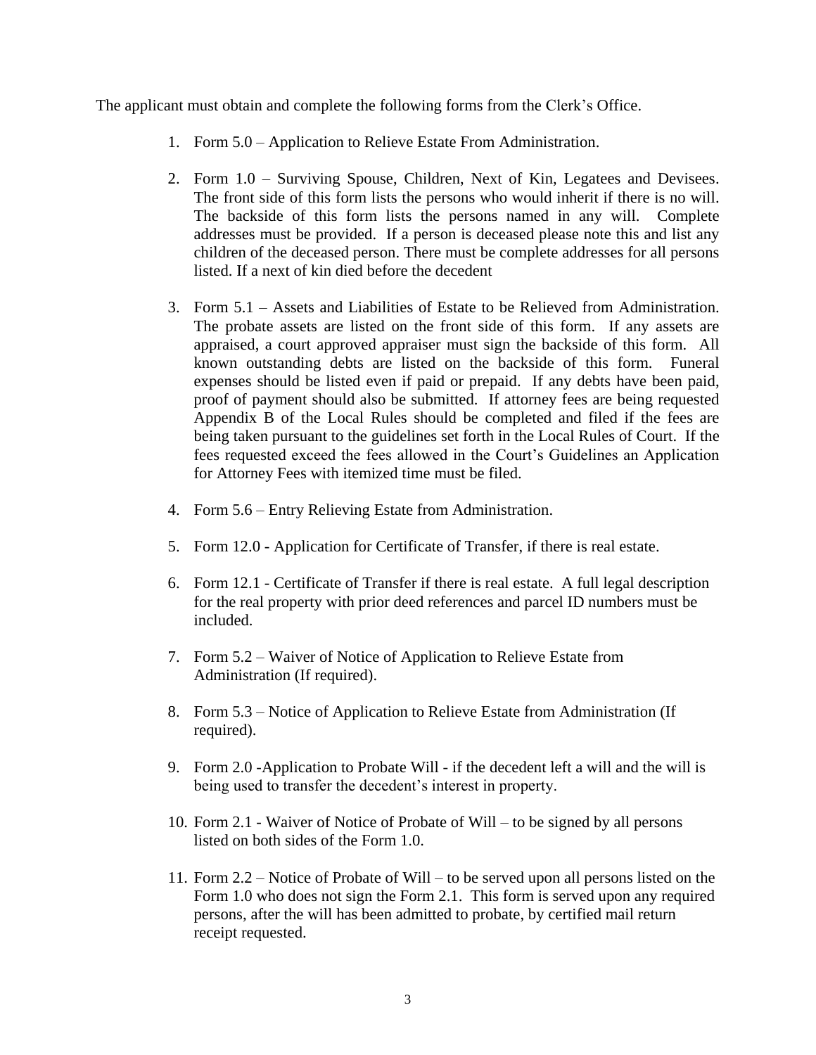The applicant must obtain and complete the following forms from the Clerk's Office.

1. Form 5.0 – Application to Relieve Estate From Administration.

2. Form 1.0 – Surviving Spouse, Children, Next of Kin, Legatees and Devisees. The front side of this form lists the persons who would inherit if there is no will. The backside of this form lists the persons named in any will. Complete addresses must be provided. If a person is deceased please note this and list any children of the deceased person. There must be complete addresses for all persons listed. If a next of kin died before the decedent

3. Form 5.1 – Assets and Liabilities of Estate to be Relieved from Administration. The probate assets are listed on the front side of this form. If any assets are appraised, a court approved appraiser must sign the backside of this form. All known outstanding debts are listed on the backside of this form. Funeral expenses should be listed even if paid or prepaid. If any debts have been paid, proof of payment should also be submitted. If attorney fees are being requested Appendix B of the Local Rules should be completed and filed if the fees are being taken pursuant to the guidelines set forth in the Local Rules of Court. If the fees requested exceed the fees allowed in the Court's Guidelines an Application for Attorney Fees with itemized time must be filed.

4. Form 5.6 – Entry Relieving Estate from Administration.

5. Form 12.0 - Application for Certificate of Transfer, if there is real estate.

6. Form 12.1 - Certificate of Transfer if there is real estate. A full legal description for the real property with prior deed references and parcel ID numbers must be included.

7. Form 5.2 – Waiver of Notice of Application to Relieve Estate from Administration (If required).

8. Form 5.3 – Notice of Application to Relieve Estate from Administration (If required).

9. Form 2.0 -Application to Probate Will - if the decedent left a will and the will is being used to transfer the decedent's interest in property.

10. Form 2.1 - Waiver of Notice of Probate of Will – to be signed by all persons listed on both sides of the Form 1.0.

11. Form 2.2 – Notice of Probate of Will – to be served upon all persons listed on the Form 1.0 who does not sign the Form 2.1. This form is served upon any required persons, after the will has been admitted to probate, by certified mail return receipt requested.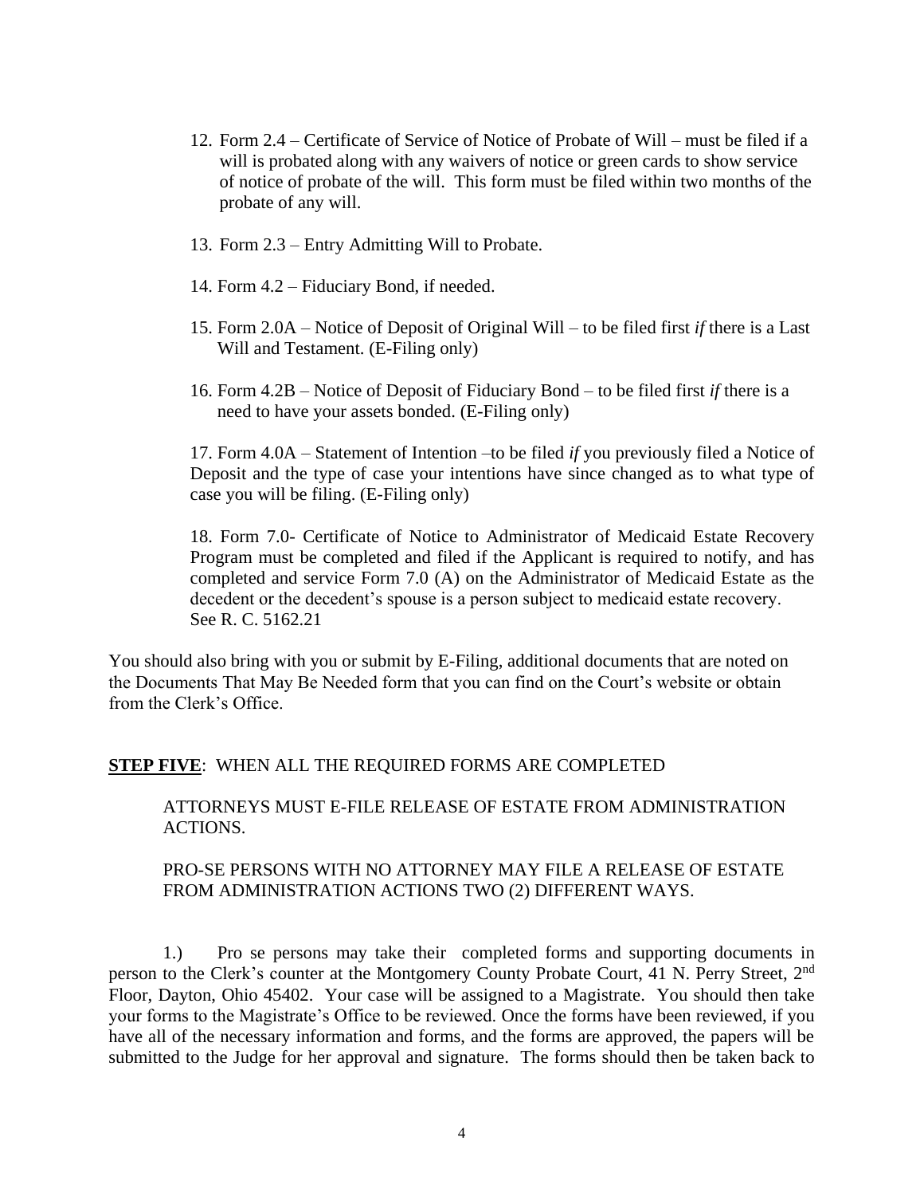12. Form 2.4 – Certificate of Service of Notice of Probate of Will – must be filed if a will is probated along with any waivers of notice or green cards to show service of notice of probate of the will. This form must be filed within two months of the probate of any will.

13. Form 2.3 – Entry Admitting Will to Probate.

14. Form 4.2 – Fiduciary Bond, if needed.

15. Form 2.0A – Notice of Deposit of Original Will – to be filed first *if* there is a Last Will and Testament. (E-Filing only)

16. Form 4.2B – Notice of Deposit of Fiduciary Bond – to be filed first *if* there is a need to have your assets bonded. (E-Filing only)

17. Form 4.0A – Statement of Intention –to be filed *if* you previously filed a Notice of Deposit and the type of case your intentions have since changed as to what type of case you will be filing. (E-Filing only)

18. Form 7.0- Certificate of Notice to Administrator of Medicaid Estate Recovery Program must be completed and filed if the Applicant is required to notify, and has completed and service Form 7.0 (A) on the Administrator of Medicaid Estate as the decedent or the decedent's spouse is a person subject to medicaid estate recovery. See R. C. 5162.21

You should also bring with you or submit by E-Filing, additional documents that are noted on the Documents That May Be Needed form that you can find on the Court's website or obtain from the Clerk's Office.

**STEP FIVE**: WHEN ALL THE REQUIRED FORMS ARE COMPLETED

ATTORNEYS MUST E-FILE RELEASE OF ESTATE FROM ADMINISTRATION ACTIONS.

PRO-SE PERSONS WITH NO ATTORNEY MAY FILE A RELEASE OF ESTATE FROM ADMINISTRATION ACTIONS TWO (2) DIFFERENT WAYS.

1.) Pro se persons may take their completed forms and supporting documents in person to the Clerk's counter at the Montgomery County Probate Court, 41 N. Perry Street, 2nd Floor, Dayton, Ohio 45402. Your case will be assigned to a Magistrate. You should then take your forms to the Magistrate's Office to be reviewed. Once the forms have been reviewed, if you have all of the necessary information and forms, and the forms are approved, the papers will be submitted to the Judge for her approval and signature. The forms should then be taken back to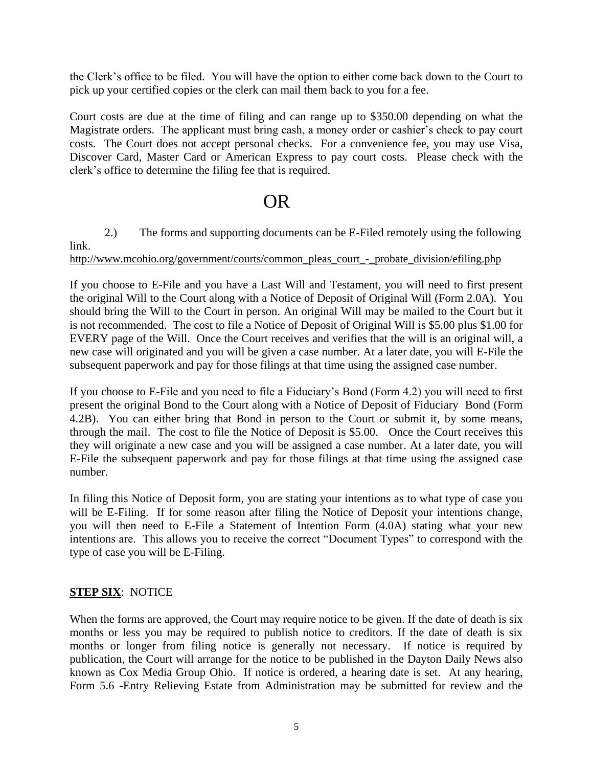the Clerk's office to be filed. You will have the option to either come back down to the Court to pick up your certified copies or the clerk can mail them back to you for a fee.

Court costs are due at the time of filing and can range up to $350.00 depending on what the Magistrate orders. The applicant must bring cash, a money order or cashier's check to pay court costs. The Court does not accept personal checks. For a convenience fee, you may use Visa, Discover Card, Master Card or American Express to pay court costs. Please check with the clerk's office to determine the filing fee that is required.

# OR

2.) The forms and supporting documents can be E-Filed remotely using the following link.
http://www.mcohio.org/government/courts/common_pleas_court_-_probate_division/efiling.php

If you choose to E-File and you have a Last Will and Testament, you will need to first present the original Will to the Court along with a Notice of Deposit of Original Will (Form 2.0A). You should bring the Will to the Court in person. An original Will may be mailed to the Court but it is not recommended. The cost to file a Notice of Deposit of Original Will is $5.00 plus $1.00 for EVERY page of the Will. Once the Court receives and verifies that the will is an original will, a new case will originated and you will be given a case number. At a later date, you will E-File the subsequent paperwork and pay for those filings at that time using the assigned case number.

If you choose to E-File and you need to file a Fiduciary's Bond (Form 4.2) you will need to first present the original Bond to the Court along with a Notice of Deposit of Fiduciary Bond (Form 4.2B). You can either bring that Bond in person to the Court or submit it, by some means, through the mail. The cost to file the Notice of Deposit is $5.00. Once the Court receives this they will originate a new case and you will be assigned a case number. At a later date, you will E-File the subsequent paperwork and pay for those filings at that time using the assigned case number.

In filing this Notice of Deposit form, you are stating your intentions as to what type of case you will be E-Filing. If for some reason after filing the Notice of Deposit your intentions change, you will then need to E-File a Statement of Intention Form (4.0A) stating what your <u>new</u> intentions are. This allows you to receive the correct "Document Types" to correspond with the type of case you will be E-Filing.

**<u>STEP SIX</u>**: NOTICE

When the forms are approved, the Court may require notice to be given. If the date of death is six months or less you may be required to publish notice to creditors. If the date of death is six months or longer from filing notice is generally not necessary. If notice is required by publication, the Court will arrange for the notice to be published in the Dayton Daily News also known as Cox Media Group Ohio. If notice is ordered, a hearing date is set. At any hearing, Form 5.6 -Entry Relieving Estate from Administration may be submitted for review and the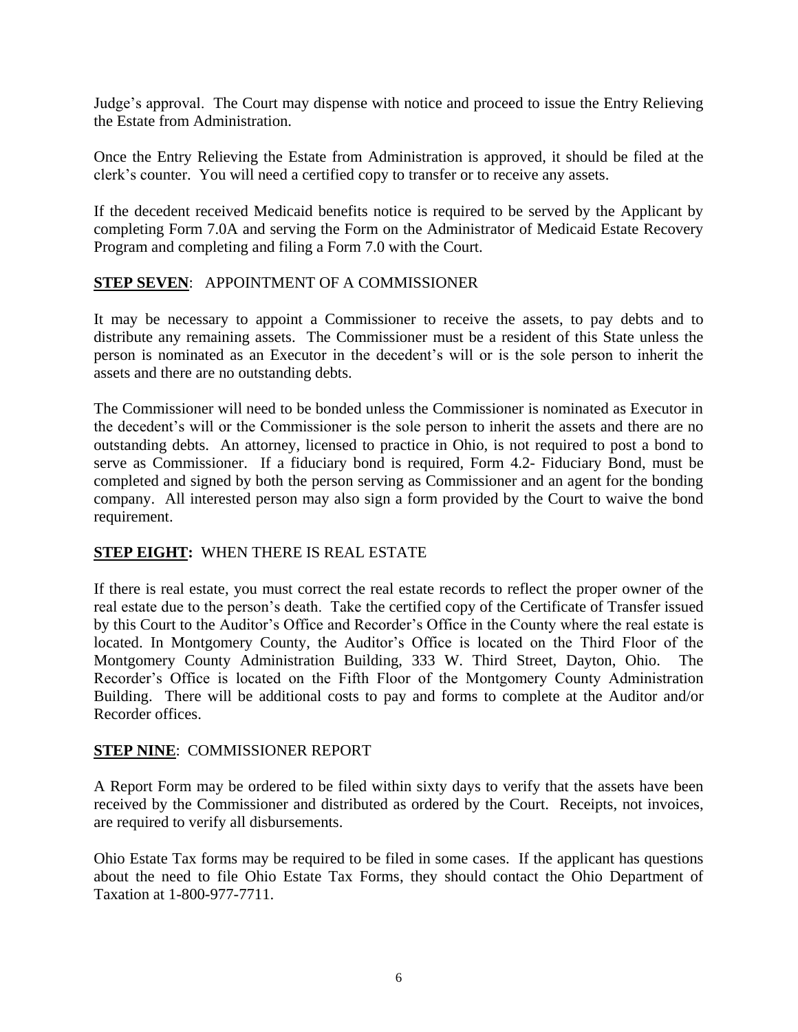Judge's approval. The Court may dispense with notice and proceed to issue the Entry Relieving the Estate from Administration.

Once the Entry Relieving the Estate from Administration is approved, it should be filed at the clerk's counter. You will need a certified copy to transfer or to receive any assets.

If the decedent received Medicaid benefits notice is required to be served by the Applicant by completing Form 7.0A and serving the Form on the Administrator of Medicaid Estate Recovery Program and completing and filing a Form 7.0 with the Court.

**STEP SEVEN**: APPOINTMENT OF A COMMISSIONER

It may be necessary to appoint a Commissioner to receive the assets, to pay debts and to distribute any remaining assets. The Commissioner must be a resident of this State unless the person is nominated as an Executor in the decedent's will or is the sole person to inherit the assets and there are no outstanding debts.

The Commissioner will need to be bonded unless the Commissioner is nominated as Executor in the decedent's will or the Commissioner is the sole person to inherit the assets and there are no outstanding debts. An attorney, licensed to practice in Ohio, is not required to post a bond to serve as Commissioner. If a fiduciary bond is required, Form 4.2- Fiduciary Bond, must be completed and signed by both the person serving as Commissioner and an agent for the bonding company. All interested person may also sign a form provided by the Court to waive the bond requirement.

**STEP EIGHT:** WHEN THERE IS REAL ESTATE

If there is real estate, you must correct the real estate records to reflect the proper owner of the real estate due to the person's death. Take the certified copy of the Certificate of Transfer issued by this Court to the Auditor's Office and Recorder's Office in the County where the real estate is located. In Montgomery County, the Auditor's Office is located on the Third Floor of the Montgomery County Administration Building, 333 W. Third Street, Dayton, Ohio. The Recorder's Office is located on the Fifth Floor of the Montgomery County Administration Building. There will be additional costs to pay and forms to complete at the Auditor and/or Recorder offices.

**STEP NINE**: COMMISSIONER REPORT

A Report Form may be ordered to be filed within sixty days to verify that the assets have been received by the Commissioner and distributed as ordered by the Court. Receipts, not invoices, are required to verify all disbursements.

Ohio Estate Tax forms may be required to be filed in some cases. If the applicant has questions about the need to file Ohio Estate Tax Forms, they should contact the Ohio Department of Taxation at 1-800-977-7711.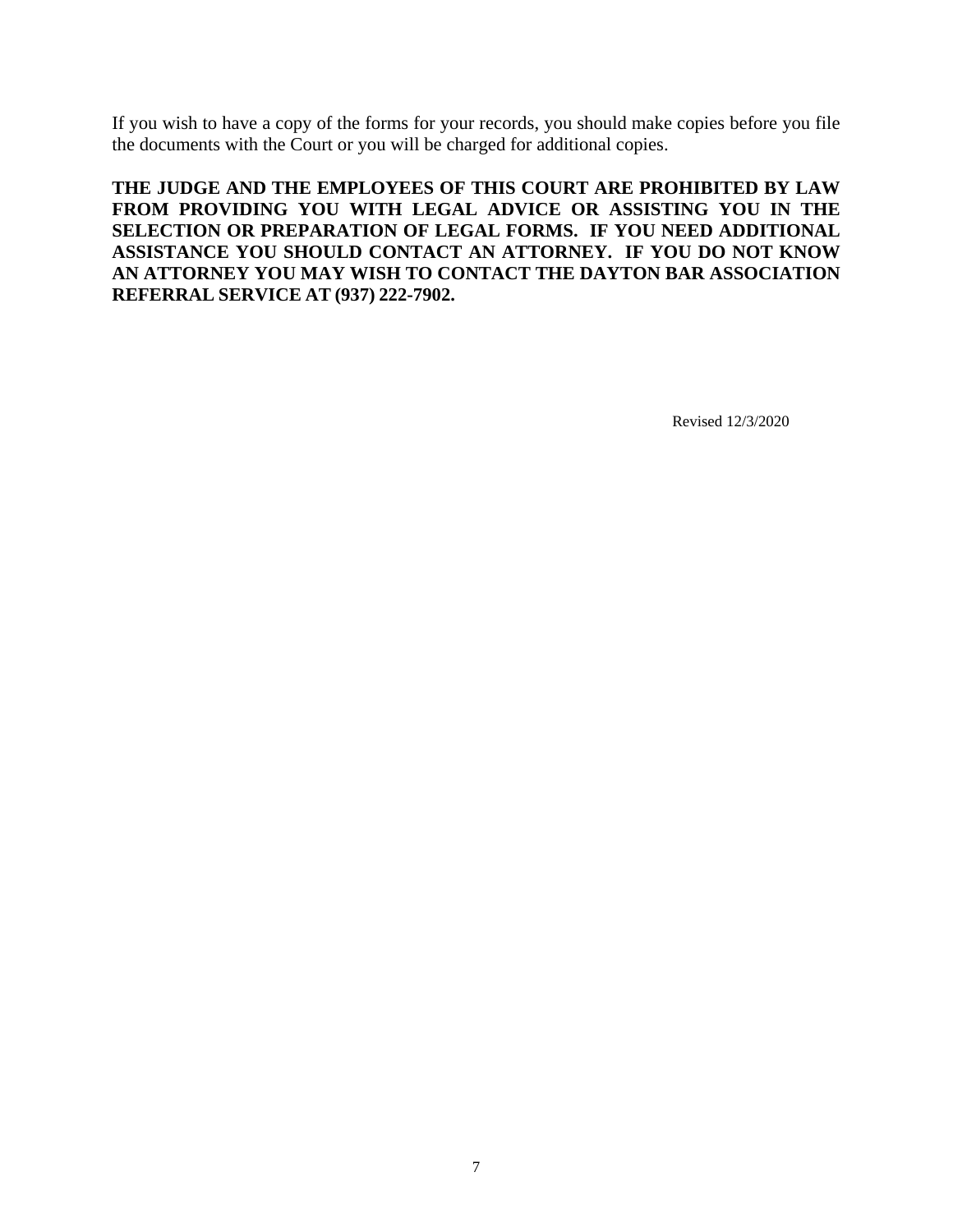If you wish to have a copy of the forms for your records, you should make copies before you file the documents with the Court or you will be charged for additional copies.

**THE JUDGE AND THE EMPLOYEES OF THIS COURT ARE PROHIBITED BY LAW FROM PROVIDING YOU WITH LEGAL ADVICE OR ASSISTING YOU IN THE SELECTION OR PREPARATION OF LEGAL FORMS. IF YOU NEED ADDITIONAL ASSISTANCE YOU SHOULD CONTACT AN ATTORNEY. IF YOU DO NOT KNOW AN ATTORNEY YOU MAY WISH TO CONTACT THE DAYTON BAR ASSOCIATION REFERRAL SERVICE AT (937) 222-7902.**

Revised 12/3/2020